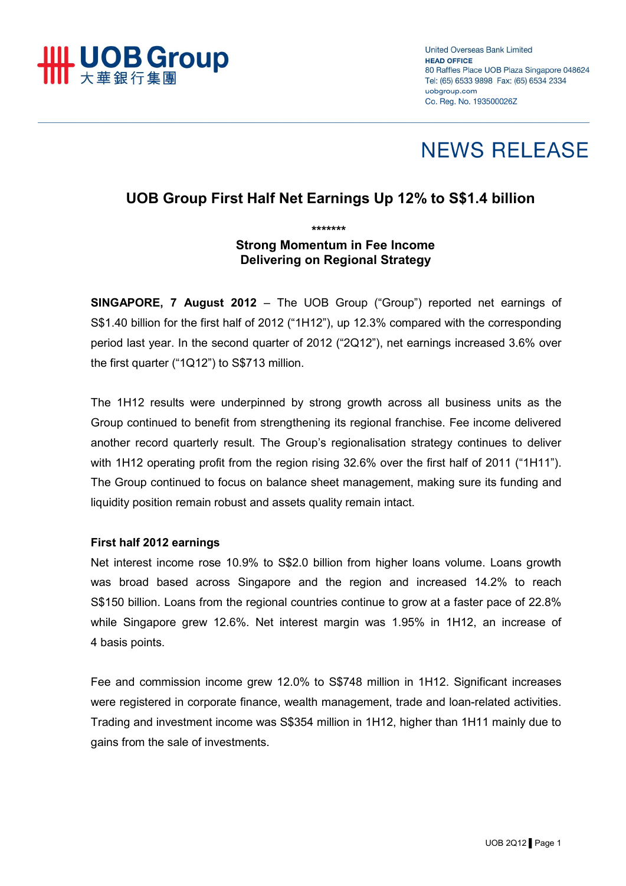UOB Group 大華銀行集團

United Overseas Bank Limited
**HEAD OFFICE**
80 Raffles Place UOB Plaza Singapore 048624
Tel: (65) 6533 9898 Fax: (65) 6534 2334
uobgroup.com
Co. Reg. No. 193500026Z

# NEWS RELEASE

## UOB Group First Half Net Earnings Up 12% to S$1.4 billion

*******

**Strong Momentum in Fee Income**
**Delivering on Regional Strategy**

**SINGAPORE, 7 August 2012** – The UOB Group ("Group") reported net earnings of S$1.40 billion for the first half of 2012 ("1H12"), up 12.3% compared with the corresponding period last year. In the second quarter of 2012 ("2Q12"), net earnings increased 3.6% over the first quarter ("1Q12") to S$713 million.

The 1H12 results were underpinned by strong growth across all business units as the Group continued to benefit from strengthening its regional franchise. Fee income delivered another record quarterly result. The Group's regionalisation strategy continues to deliver with 1H12 operating profit from the region rising 32.6% over the first half of 2011 ("1H11"). The Group continued to focus on balance sheet management, making sure its funding and liquidity position remain robust and assets quality remain intact.

### First half 2012 earnings

Net interest income rose 10.9% to S$2.0 billion from higher loans volume. Loans growth was broad based across Singapore and the region and increased 14.2% to reach S$150 billion. Loans from the regional countries continue to grow at a faster pace of 22.8% while Singapore grew 12.6%. Net interest margin was 1.95% in 1H12, an increase of 4 basis points.

Fee and commission income grew 12.0% to S$748 million in 1H12. Significant increases were registered in corporate finance, wealth management, trade and loan-related activities. Trading and investment income was S$354 million in 1H12, higher than 1H11 mainly due to gains from the sale of investments.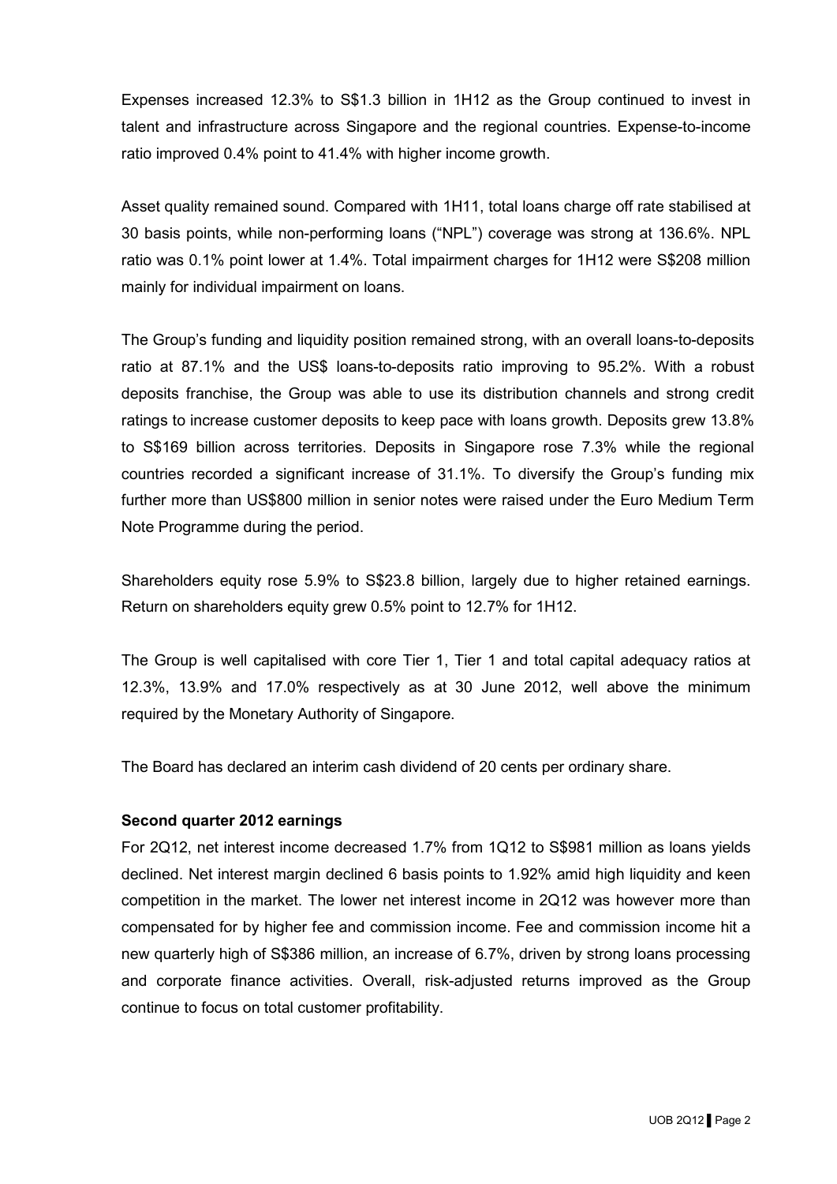Expenses increased 12.3% to S$1.3 billion in 1H12 as the Group continued to invest in talent and infrastructure across Singapore and the regional countries. Expense-to-income ratio improved 0.4% point to 41.4% with higher income growth.

Asset quality remained sound. Compared with 1H11, total loans charge off rate stabilised at 30 basis points, while non-performing loans ("NPL") coverage was strong at 136.6%. NPL ratio was 0.1% point lower at 1.4%. Total impairment charges for 1H12 were S$208 million mainly for individual impairment on loans.

The Group's funding and liquidity position remained strong, with an overall loans-to-deposits ratio at 87.1% and the US$ loans-to-deposits ratio improving to 95.2%. With a robust deposits franchise, the Group was able to use its distribution channels and strong credit ratings to increase customer deposits to keep pace with loans growth. Deposits grew 13.8% to S$169 billion across territories. Deposits in Singapore rose 7.3% while the regional countries recorded a significant increase of 31.1%. To diversify the Group's funding mix further more than US$800 million in senior notes were raised under the Euro Medium Term Note Programme during the period.

Shareholders equity rose 5.9% to S$23.8 billion, largely due to higher retained earnings. Return on shareholders equity grew 0.5% point to 12.7% for 1H12.

The Group is well capitalised with core Tier 1, Tier 1 and total capital adequacy ratios at 12.3%, 13.9% and 17.0% respectively as at 30 June 2012, well above the minimum required by the Monetary Authority of Singapore.

The Board has declared an interim cash dividend of 20 cents per ordinary share.

**Second quarter 2012 earnings**

For 2Q12, net interest income decreased 1.7% from 1Q12 to S$981 million as loans yields declined. Net interest margin declined 6 basis points to 1.92% amid high liquidity and keen competition in the market. The lower net interest income in 2Q12 was however more than compensated for by higher fee and commission income. Fee and commission income hit a new quarterly high of S$386 million, an increase of 6.7%, driven by strong loans processing and corporate finance activities. Overall, risk-adjusted returns improved as the Group continue to focus on total customer profitability.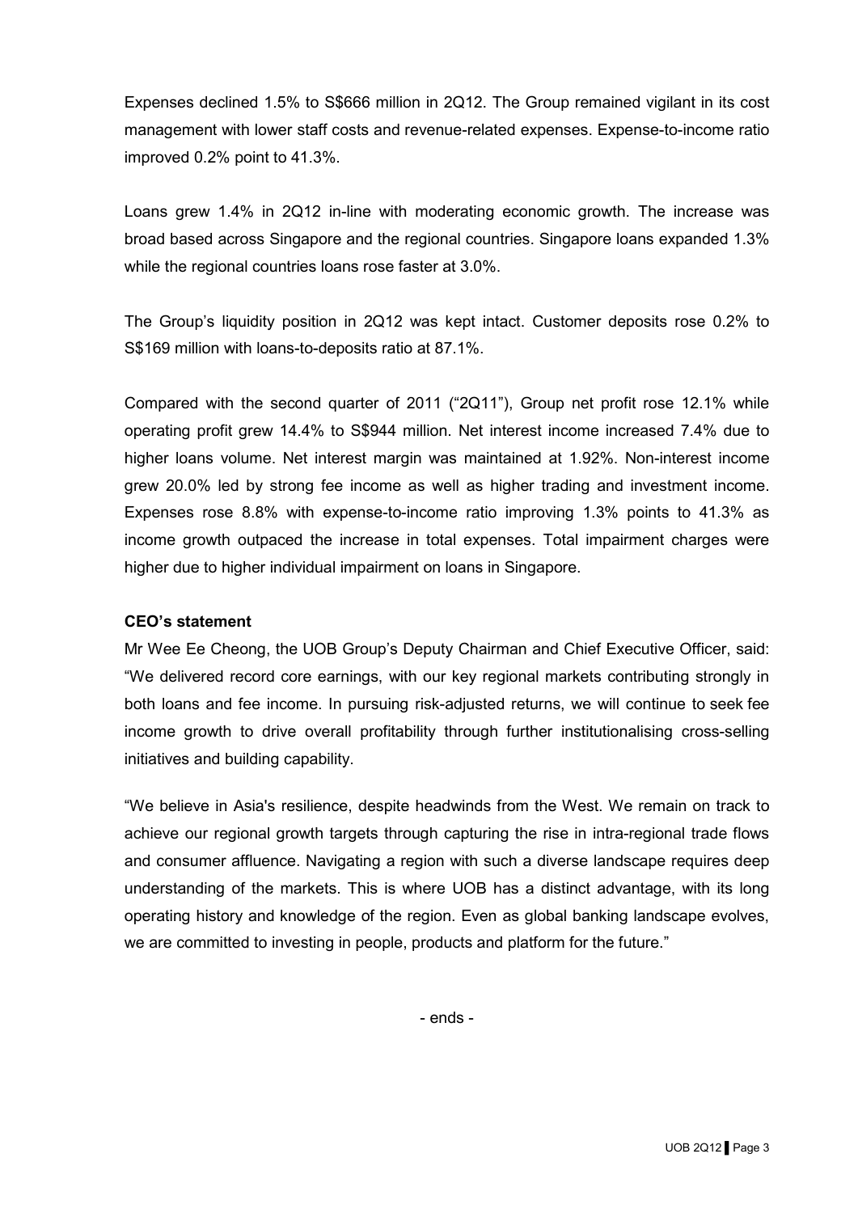Expenses declined 1.5% to S$666 million in 2Q12. The Group remained vigilant in its cost management with lower staff costs and revenue-related expenses. Expense-to-income ratio improved 0.2% point to 41.3%.

Loans grew 1.4% in 2Q12 in-line with moderating economic growth. The increase was broad based across Singapore and the regional countries. Singapore loans expanded 1.3% while the regional countries loans rose faster at 3.0%.

The Group's liquidity position in 2Q12 was kept intact. Customer deposits rose 0.2% to S$169 million with loans-to-deposits ratio at 87.1%.

Compared with the second quarter of 2011 ("2Q11"), Group net profit rose 12.1% while operating profit grew 14.4% to S$944 million. Net interest income increased 7.4% due to higher loans volume. Net interest margin was maintained at 1.92%. Non-interest income grew 20.0% led by strong fee income as well as higher trading and investment income. Expenses rose 8.8% with expense-to-income ratio improving 1.3% points to 41.3% as income growth outpaced the increase in total expenses. Total impairment charges were higher due to higher individual impairment on loans in Singapore.

**CEO's statement**

Mr Wee Ee Cheong, the UOB Group's Deputy Chairman and Chief Executive Officer, said: "We delivered record core earnings, with our key regional markets contributing strongly in both loans and fee income. In pursuing risk-adjusted returns, we will continue to seek fee income growth to drive overall profitability through further institutionalising cross-selling initiatives and building capability.

"We believe in Asia's resilience, despite headwinds from the West. We remain on track to achieve our regional growth targets through capturing the rise in intra-regional trade flows and consumer affluence. Navigating a region with such a diverse landscape requires deep understanding of the markets. This is where UOB has a distinct advantage, with its long operating history and knowledge of the region. Even as global banking landscape evolves, we are committed to investing in people, products and platform for the future."

- ends -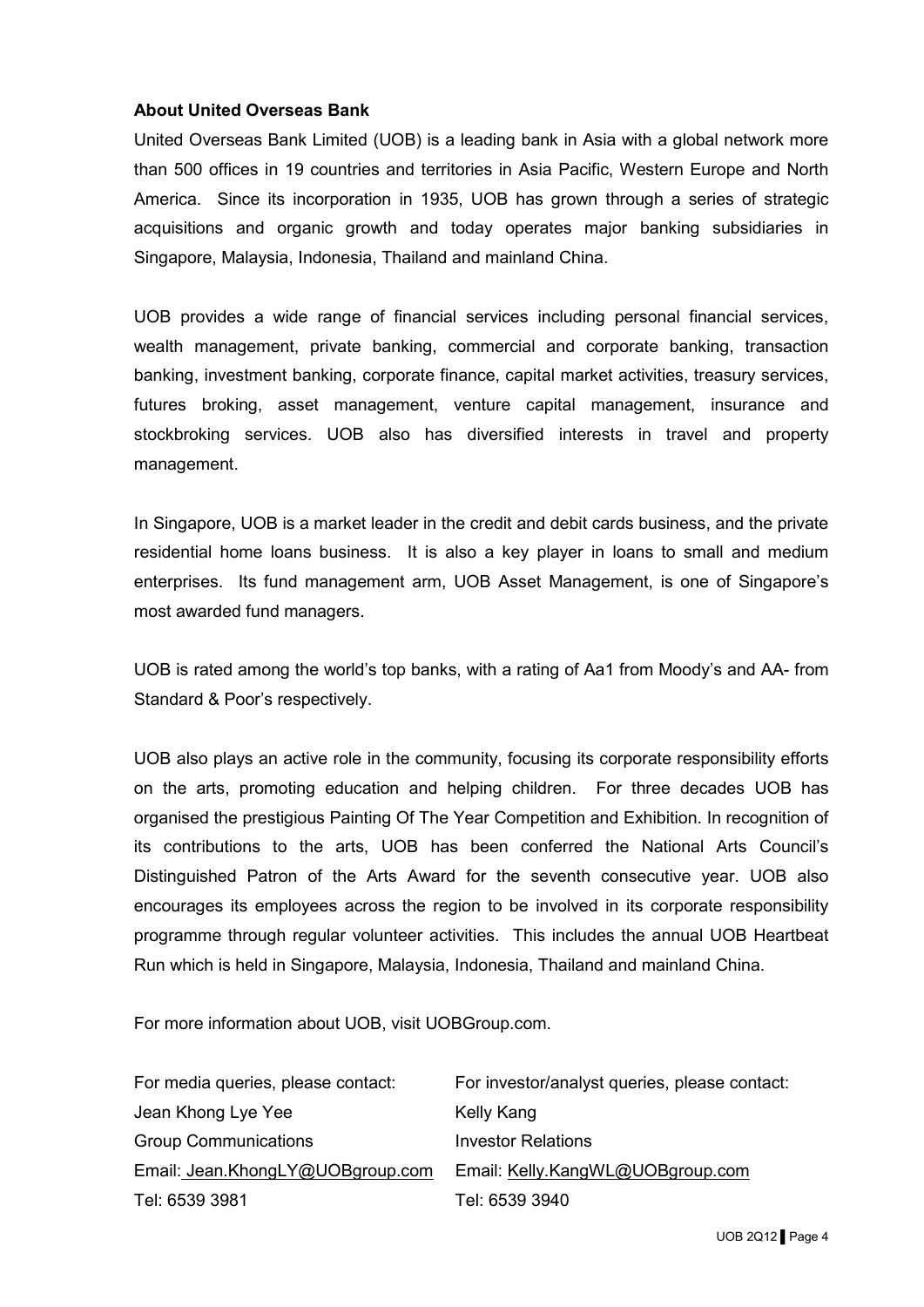**About United Overseas Bank**

United Overseas Bank Limited (UOB) is a leading bank in Asia with a global network more than 500 offices in 19 countries and territories in Asia Pacific, Western Europe and North America. Since its incorporation in 1935, UOB has grown through a series of strategic acquisitions and organic growth and today operates major banking subsidiaries in Singapore, Malaysia, Indonesia, Thailand and mainland China.

UOB provides a wide range of financial services including personal financial services, wealth management, private banking, commercial and corporate banking, transaction banking, investment banking, corporate finance, capital market activities, treasury services, futures broking, asset management, venture capital management, insurance and stockbroking services. UOB also has diversified interests in travel and property management.

In Singapore, UOB is a market leader in the credit and debit cards business, and the private residential home loans business. It is also a key player in loans to small and medium enterprises. Its fund management arm, UOB Asset Management, is one of Singapore's most awarded fund managers.

UOB is rated among the world's top banks, with a rating of Aa1 from Moody's and AA- from Standard & Poor's respectively.

UOB also plays an active role in the community, focusing its corporate responsibility efforts on the arts, promoting education and helping children. For three decades UOB has organised the prestigious Painting Of The Year Competition and Exhibition. In recognition of its contributions to the arts, UOB has been conferred the National Arts Council's Distinguished Patron of the Arts Award for the seventh consecutive year. UOB also encourages its employees across the region to be involved in its corporate responsibility programme through regular volunteer activities. This includes the annual UOB Heartbeat Run which is held in Singapore, Malaysia, Indonesia, Thailand and mainland China.

For more information about UOB, visit UOBGroup.com.

For media queries, please contact:
Jean Khong Lye Yee
Group Communications
Email: Jean.KhongLY@UOBgroup.com
Tel: 6539 3981

For investor/analyst queries, please contact:
Kelly Kang
Investor Relations
Email: Kelly.KangWL@UOBgroup.com
Tel: 6539 3940